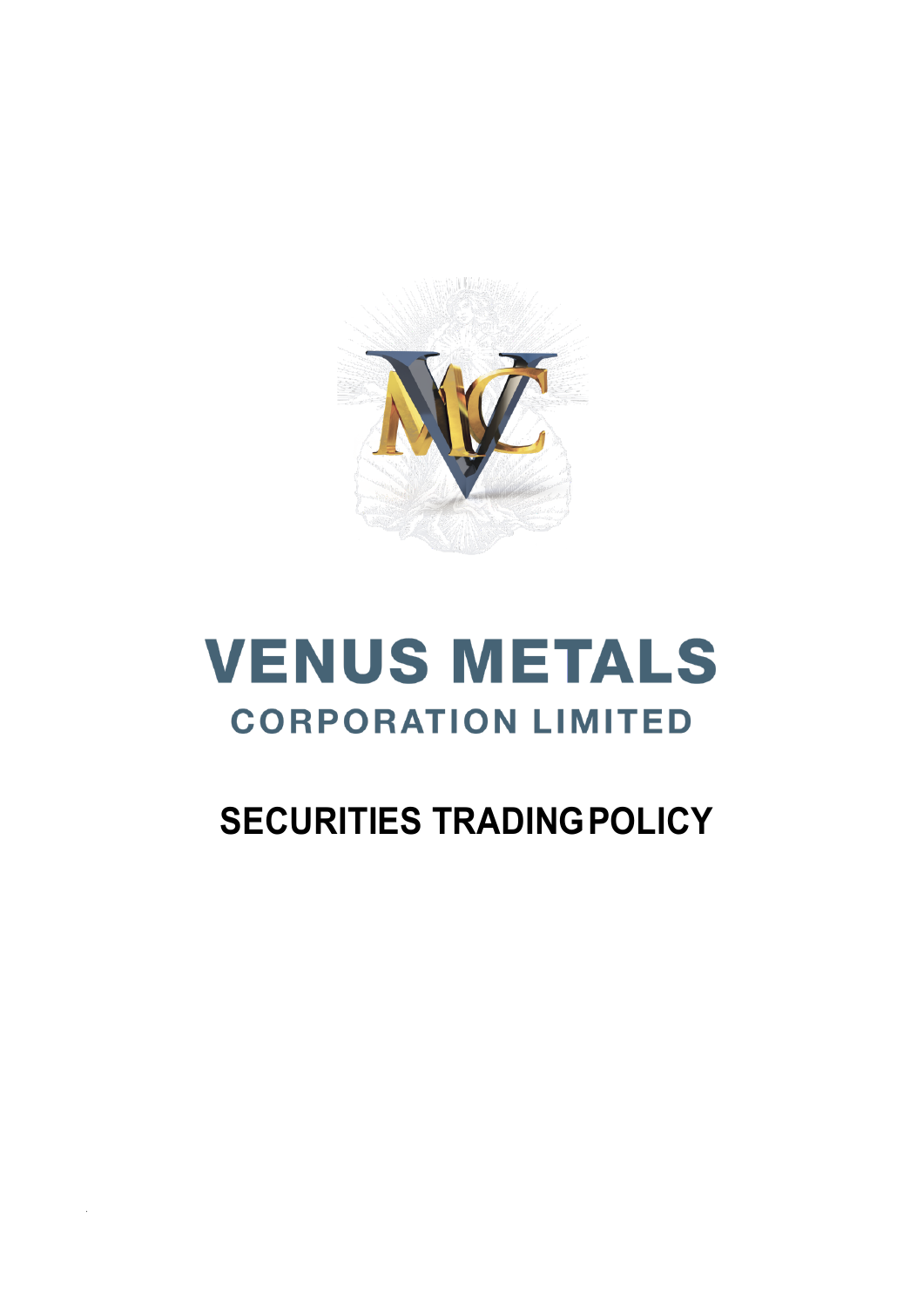# VENUS METALS

## CORPORATION LIMITED

# SECURITIES TRADING POLICY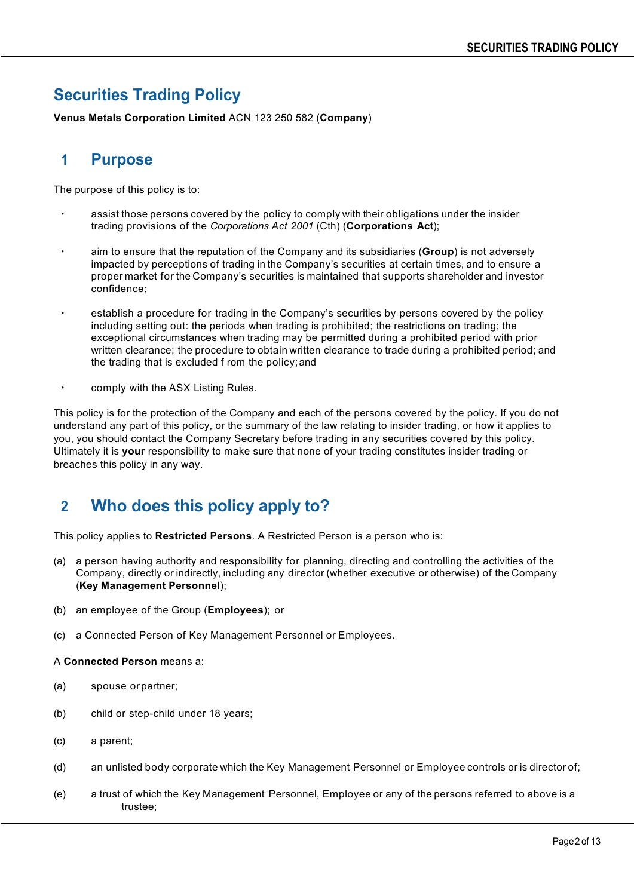# Securities Trading Policy

**Venus Metals Corporation Limited** ACN 123 250 582 (**Company**)

## 1 Purpose

The purpose of this policy is to:

- assist those persons covered by the policy to comply with their obligations under the insider trading provisions of the *Corporations Act 2001* (Cth) (**Corporations Act**);
- aim to ensure that the reputation of the Company and its subsidiaries (**Group**) is not adversely impacted by perceptions of trading in the Company's securities at certain times, and to ensure a proper market for the Company's securities is maintained that supports shareholder and investor confidence;
- establish a procedure for trading in the Company's securities by persons covered by the policy including setting out: the periods when trading is prohibited; the restrictions on trading; the exceptional circumstances when trading may be permitted during a prohibited period with prior written clearance; the procedure to obtain written clearance to trade during a prohibited period; and the trading that is excluded from the policy; and
- comply with the ASX Listing Rules.

This policy is for the protection of the Company and each of the persons covered by the policy. If you do not understand any part of this policy, or the summary of the law relating to insider trading, or how it applies to you, you should contact the Company Secretary before trading in any securities covered by this policy. Ultimately it is **your** responsibility to make sure that none of your trading constitutes insider trading or breaches this policy in any way.

## 2 Who does this policy apply to?

This policy applies to **Restricted Persons**. A Restricted Person is a person who is:

(a) a person having authority and responsibility for planning, directing and controlling the activities of the Company, directly or indirectly, including any director (whether executive or otherwise) of the Company (**Key Management Personnel**);

(b) an employee of the Group (**Employees**); or

(c) a Connected Person of Key Management Personnel or Employees.

A **Connected Person** means a:

(a) spouse or partner;

(b) child or step-child under 18 years;

(c) a parent;

(d) an unlisted body corporate which the Key Management Personnel or Employee controls or is director of;

(e) a trust of which the Key Management Personnel, Employee or any of the persons referred to above is a trustee;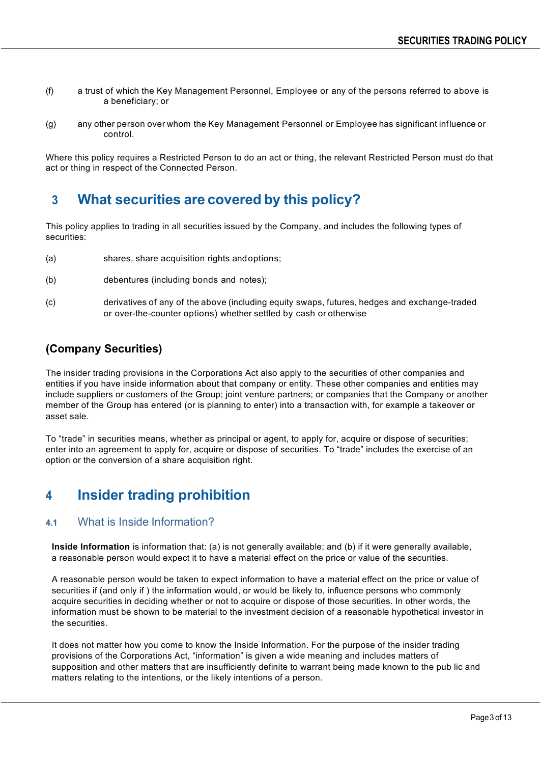(f) a trust of which the Key Management Personnel, Employee or any of the persons referred to above is a beneficiary; or

(g) any other person over whom the Key Management Personnel or Employee has significant influence or control.

Where this policy requires a Restricted Person to do an act or thing, the relevant Restricted Person must do that act or thing in respect of the Connected Person.

## 3 What securities are covered by this policy?

This policy applies to trading in all securities issued by the Company, and includes the following types of securities:

(a) shares, share acquisition rights and options;

(b) debentures (including bonds and notes);

(c) derivatives of any of the above (including equity swaps, futures, hedges and exchange-traded or over-the-counter options) whether settled by cash or otherwise

**(Company Securities)**

The insider trading provisions in the Corporations Act also apply to the securities of other companies and entities if you have inside information about that company or entity. These other companies and entities may include suppliers or customers of the Group; joint venture partners; or companies that the Company or another member of the Group has entered (or is planning to enter) into a transaction with, for example a takeover or asset sale.

To "trade" in securities means, whether as principal or agent, to apply for, acquire or dispose of securities; enter into an agreement to apply for, acquire or dispose of securities. To "trade" includes the exercise of an option or the conversion of a share acquisition right.

## 4 Insider trading prohibition

### 4.1 What is Inside Information?

**Inside Information** is information that: (a) is not generally available; and (b) if it were generally available, a reasonable person would expect it to have a material effect on the price or value of the securities.

A reasonable person would be taken to expect information to have a material effect on the price or value of securities if (and only if ) the information would, or would be likely to, influence persons who commonly acquire securities in deciding whether or not to acquire or dispose of those securities. In other words, the information must be shown to be material to the investment decision of a reasonable hypothetical investor in the securities.

It does not matter how you come to know the Inside Information. For the purpose of the insider trading provisions of the Corporations Act, "information" is given a wide meaning and includes matters of supposition and other matters that are insufficiently definite to warrant being made known to the pub lic and matters relating to the intentions, or the likely intentions of a person.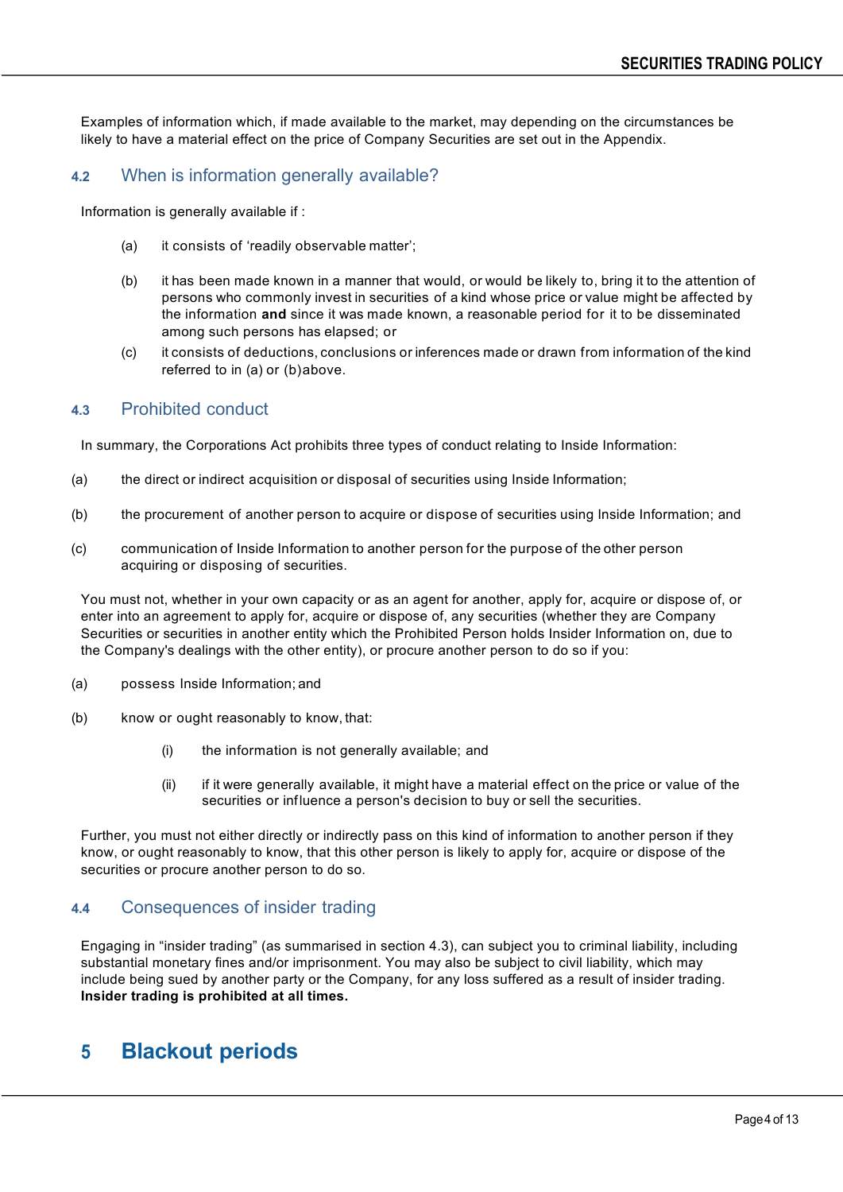Examples of information which, if made available to the market, may depending on the circumstances be likely to have a material effect on the price of Company Securities are set out in the Appendix.

### 4.2 When is information generally available?

Information is generally available if :

(a) it consists of 'readily observable matter';

(b) it has been made known in a manner that would, or would be likely to, bring it to the attention of persons who commonly invest in securities of a kind whose price or value might be affected by the information **and** since it was made known, a reasonable period for it to be disseminated among such persons has elapsed; or

(c) it consists of deductions, conclusions or inferences made or drawn from information of the kind referred to in (a) or (b)above.

### 4.3 Prohibited conduct

In summary, the Corporations Act prohibits three types of conduct relating to Inside Information:

(a) the direct or indirect acquisition or disposal of securities using Inside Information;

(b) the procurement of another person to acquire or dispose of securities using Inside Information; and

(c) communication of Inside Information to another person for the purpose of the other person acquiring or disposing of securities.

You must not, whether in your own capacity or as an agent for another, apply for, acquire or dispose of, or enter into an agreement to apply for, acquire or dispose of, any securities (whether they are Company Securities or securities in another entity which the Prohibited Person holds Insider Information on, due to the Company's dealings with the other entity), or procure another person to do so if you:

(a) possess Inside Information; and

(b) know or ought reasonably to know, that:

(i) the information is not generally available; and

(ii) if it were generally available, it might have a material effect on the price or value of the securities or influence a person's decision to buy or sell the securities.

Further, you must not either directly or indirectly pass on this kind of information to another person if they know, or ought reasonably to know, that this other person is likely to apply for, acquire or dispose of the securities or procure another person to do so.

### 4.4 Consequences of insider trading

Engaging in "insider trading" (as summarised in section 4.3), can subject you to criminal liability, including substantial monetary fines and/or imprisonment. You may also be subject to civil liability, which may include being sued by another party or the Company, for any loss suffered as a result of insider trading. **Insider trading is prohibited at all times.**

## 5 Blackout periods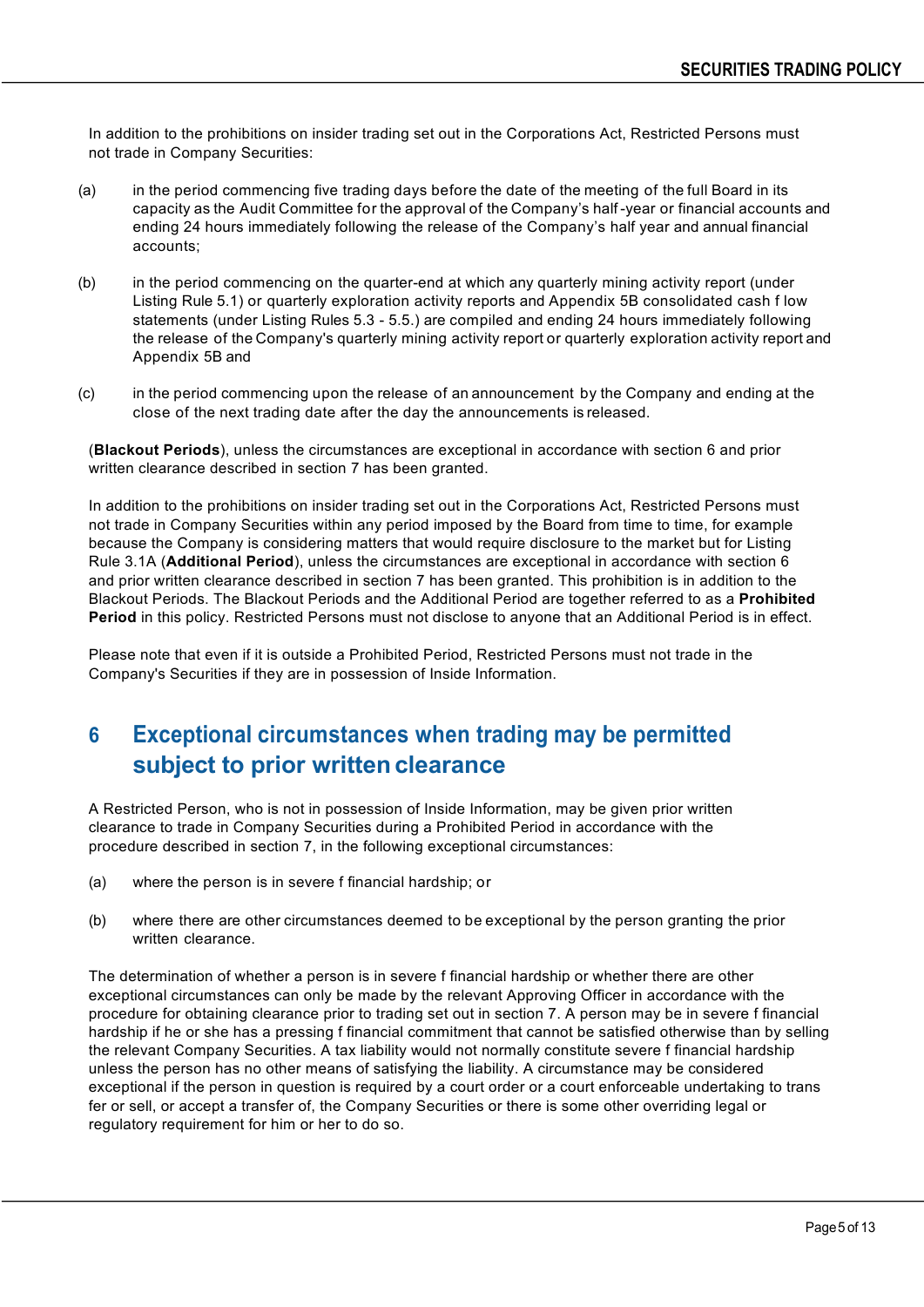In addition to the prohibitions on insider trading set out in the Corporations Act, Restricted Persons must not trade in Company Securities:

(a) in the period commencing five trading days before the date of the meeting of the full Board in its capacity as the Audit Committee for the approval of the Company's half-year or financial accounts and ending 24 hours immediately following the release of the Company's half year and annual financial accounts;

(b) in the period commencing on the quarter-end at which any quarterly mining activity report (under Listing Rule 5.1) or quarterly exploration activity reports and Appendix 5B consolidated cash f low statements (under Listing Rules 5.3 - 5.5.) are compiled and ending 24 hours immediately following the release of the Company's quarterly mining activity report or quarterly exploration activity report and Appendix 5B and

(c) in the period commencing upon the release of an announcement by the Company and ending at the close of the next trading date after the day the announcements is released.

(**Blackout Periods**), unless the circumstances are exceptional in accordance with section 6 and prior written clearance described in section 7 has been granted.

In addition to the prohibitions on insider trading set out in the Corporations Act, Restricted Persons must not trade in Company Securities within any period imposed by the Board from time to time, for example because the Company is considering matters that would require disclosure to the market but for Listing Rule 3.1A (**Additional Period**), unless the circumstances are exceptional in accordance with section 6 and prior written clearance described in section 7 has been granted. This prohibition is in addition to the Blackout Periods. The Blackout Periods and the Additional Period are together referred to as a **Prohibited Period** in this policy. Restricted Persons must not disclose to anyone that an Additional Period is in effect.

Please note that even if it is outside a Prohibited Period, Restricted Persons must not trade in the Company's Securities if they are in possession of Inside Information.

## 6 Exceptional circumstances when trading may be permitted subject to prior written clearance

A Restricted Person, who is not in possession of Inside Information, may be given prior written clearance to trade in Company Securities during a Prohibited Period in accordance with the procedure described in section 7, in the following exceptional circumstances:

(a) where the person is in severe f financial hardship; or

(b) where there are other circumstances deemed to be exceptional by the person granting the prior written clearance.

The determination of whether a person is in severe f financial hardship or whether there are other exceptional circumstances can only be made by the relevant Approving Officer in accordance with the procedure for obtaining clearance prior to trading set out in section 7. A person may be in severe f financial hardship if he or she has a pressing f financial commitment that cannot be satisfied otherwise than by selling the relevant Company Securities. A tax liability would not normally constitute severe f financial hardship unless the person has no other means of satisfying the liability. A circumstance may be considered exceptional if the person in question is required by a court order or a court enforceable undertaking to trans fer or sell, or accept a transfer of, the Company Securities or there is some other overriding legal or regulatory requirement for him or her to do so.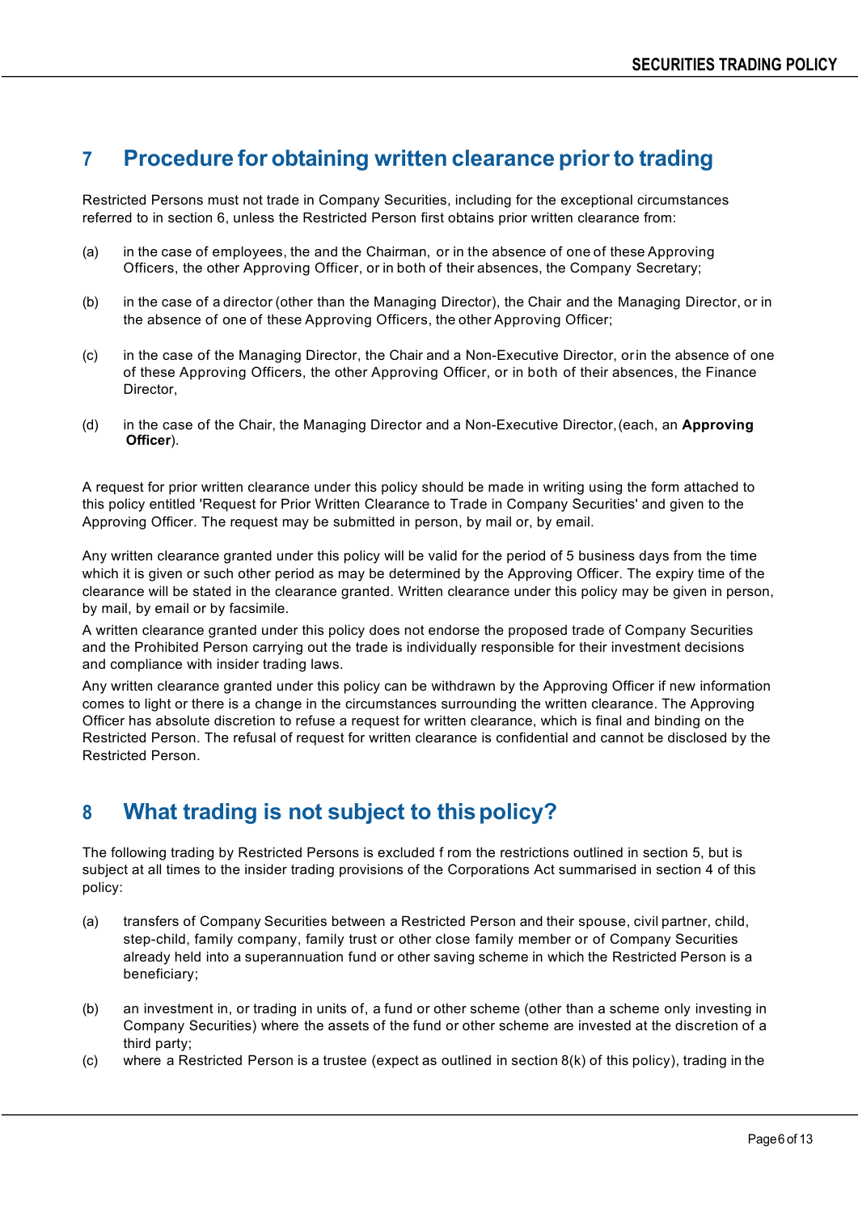## 7 Procedure for obtaining written clearance prior to trading

Restricted Persons must not trade in Company Securities, including for the exceptional circumstances referred to in section 6, unless the Restricted Person first obtains prior written clearance from:

(a) in the case of employees, the and the Chairman, or in the absence of one of these Approving Officers, the other Approving Officer, or in both of their absences, the Company Secretary;

(b) in the case of a director (other than the Managing Director), the Chair and the Managing Director, or in the absence of one of these Approving Officers, the other Approving Officer;

(c) in the case of the Managing Director, the Chair and a Non-Executive Director, or in the absence of one of these Approving Officers, the other Approving Officer, or in both of their absences, the Finance Director,

(d) in the case of the Chair, the Managing Director and a Non-Executive Director, (each, an **Approving Officer**).

A request for prior written clearance under this policy should be made in writing using the form attached to this policy entitled 'Request for Prior Written Clearance to Trade in Company Securities' and given to the Approving Officer. The request may be submitted in person, by mail or, by email.

Any written clearance granted under this policy will be valid for the period of 5 business days from the time which it is given or such other period as may be determined by the Approving Officer. The expiry time of the clearance will be stated in the clearance granted. Written clearance under this policy may be given in person, by mail, by email or by facsimile.

A written clearance granted under this policy does not endorse the proposed trade of Company Securities and the Prohibited Person carrying out the trade is individually responsible for their investment decisions and compliance with insider trading laws.

Any written clearance granted under this policy can be withdrawn by the Approving Officer if new information comes to light or there is a change in the circumstances surrounding the written clearance. The Approving Officer has absolute discretion to refuse a request for written clearance, which is final and binding on the Restricted Person. The refusal of request for written clearance is confidential and cannot be disclosed by the Restricted Person.

## 8 What trading is not subject to this policy?

The following trading by Restricted Persons is excluded f rom the restrictions outlined in section 5, but is subject at all times to the insider trading provisions of the Corporations Act summarised in section 4 of this policy:

(a) transfers of Company Securities between a Restricted Person and their spouse, civil partner, child, step-child, family company, family trust or other close family member or of Company Securities already held into a superannuation fund or other saving scheme in which the Restricted Person is a beneficiary;

(b) an investment in, or trading in units of, a fund or other scheme (other than a scheme only investing in Company Securities) where the assets of the fund or other scheme are invested at the discretion of a third party;

(c) where a Restricted Person is a trustee (expect as outlined in section 8(k) of this policy), trading in the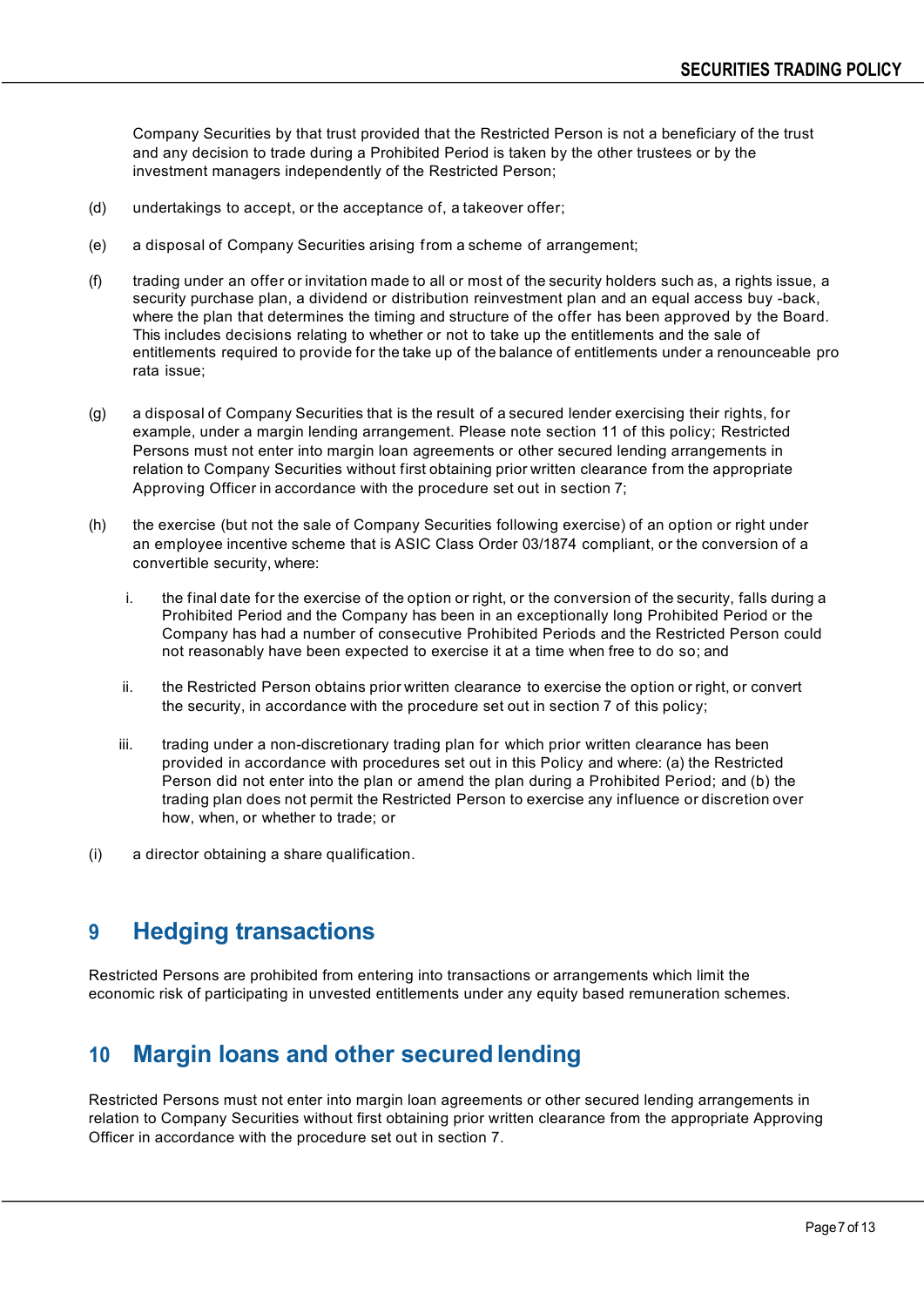Company Securities by that trust provided that the Restricted Person is not a beneficiary of the trust and any decision to trade during a Prohibited Period is taken by the other trustees or by the investment managers independently of the Restricted Person;

(d) undertakings to accept, or the acceptance of, a takeover offer;

(e) a disposal of Company Securities arising from a scheme of arrangement;

(f) trading under an offer or invitation made to all or most of the security holders such as, a rights issue, a security purchase plan, a dividend or distribution reinvestment plan and an equal access buy -back, where the plan that determines the timing and structure of the offer has been approved by the Board. This includes decisions relating to whether or not to take up the entitlements and the sale of entitlements required to provide for the take up of the balance of entitlements under a renounceable pro rata issue;

(g) a disposal of Company Securities that is the result of a secured lender exercising their rights, for example, under a margin lending arrangement. Please note section 11 of this policy; Restricted Persons must not enter into margin loan agreements or other secured lending arrangements in relation to Company Securities without first obtaining prior written clearance from the appropriate Approving Officer in accordance with the procedure set out in section 7;

(h) the exercise (but not the sale of Company Securities following exercise) of an option or right under an employee incentive scheme that is ASIC Class Order 03/1874 compliant, or the conversion of a convertible security, where:

   i. the final date for the exercise of the option or right, or the conversion of the security, falls during a Prohibited Period and the Company has been in an exceptionally long Prohibited Period or the Company has had a number of consecutive Prohibited Periods and the Restricted Person could not reasonably have been expected to exercise it at a time when free to do so; and

   ii. the Restricted Person obtains prior written clearance to exercise the option or right, or convert the security, in accordance with the procedure set out in section 7 of this policy;

   iii. trading under a non-discretionary trading plan for which prior written clearance has been provided in accordance with procedures set out in this Policy and where: (a) the Restricted Person did not enter into the plan or amend the plan during a Prohibited Period; and (b) the trading plan does not permit the Restricted Person to exercise any influence or discretion over how, when, or whether to trade; or

(i) a director obtaining a share qualification.

## 9 Hedging transactions

Restricted Persons are prohibited from entering into transactions or arrangements which limit the economic risk of participating in unvested entitlements under any equity based remuneration schemes.

## 10 Margin loans and other secured lending

Restricted Persons must not enter into margin loan agreements or other secured lending arrangements in relation to Company Securities without first obtaining prior written clearance from the appropriate Approving Officer in accordance with the procedure set out in section 7.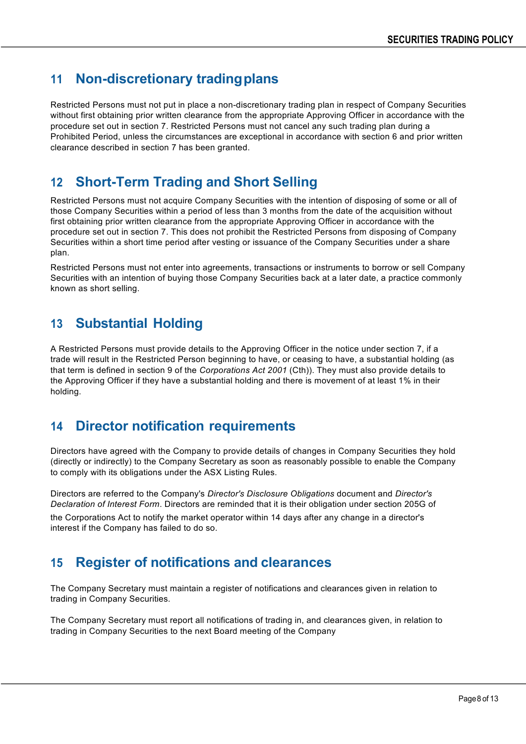## 11 Non-discretionary trading plans

Restricted Persons must not put in place a non-discretionary trading plan in respect of Company Securities without first obtaining prior written clearance from the appropriate Approving Officer in accordance with the procedure set out in section 7. Restricted Persons must not cancel any such trading plan during a Prohibited Period, unless the circumstances are exceptional in accordance with section 6 and prior written clearance described in section 7 has been granted.

## 12 Short-Term Trading and Short Selling

Restricted Persons must not acquire Company Securities with the intention of disposing of some or all of those Company Securities within a period of less than 3 months from the date of the acquisition without first obtaining prior written clearance from the appropriate Approving Officer in accordance with the procedure set out in section 7. This does not prohibit the Restricted Persons from disposing of Company Securities within a short time period after vesting or issuance of the Company Securities under a share plan.

Restricted Persons must not enter into agreements, transactions or instruments to borrow or sell Company Securities with an intention of buying those Company Securities back at a later date, a practice commonly known as short selling.

## 13 Substantial Holding

A Restricted Persons must provide details to the Approving Officer in the notice under section 7, if a trade will result in the Restricted Person beginning to have, or ceasing to have, a substantial holding (as that term is defined in section 9 of the *Corporations Act 2001* (Cth)). They must also provide details to the Approving Officer if they have a substantial holding and there is movement of at least 1% in their holding.

## 14 Director notification requirements

Directors have agreed with the Company to provide details of changes in Company Securities they hold (directly or indirectly) to the Company Secretary as soon as reasonably possible to enable the Company to comply with its obligations under the ASX Listing Rules.

Directors are referred to the Company's *Director's Disclosure Obligations* document and *Director's Declaration of Interest Form*. Directors are reminded that it is their obligation under section 205G of the Corporations Act to notify the market operator within 14 days after any change in a director's interest if the Company has failed to do so.

## 15 Register of notifications and clearances

The Company Secretary must maintain a register of notifications and clearances given in relation to trading in Company Securities.

The Company Secretary must report all notifications of trading in, and clearances given, in relation to trading in Company Securities to the next Board meeting of the Company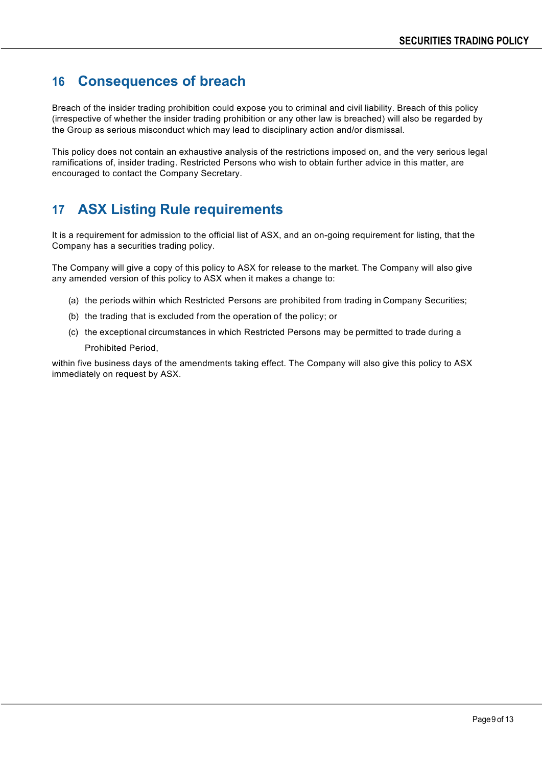## 16 Consequences of breach

Breach of the insider trading prohibition could expose you to criminal and civil liability. Breach of this policy (irrespective of whether the insider trading prohibition or any other law is breached) will also be regarded by the Group as serious misconduct which may lead to disciplinary action and/or dismissal.

This policy does not contain an exhaustive analysis of the restrictions imposed on, and the very serious legal ramifications of, insider trading. Restricted Persons who wish to obtain further advice in this matter, are encouraged to contact the Company Secretary.

## 17 ASX Listing Rule requirements

It is a requirement for admission to the official list of ASX, and an on-going requirement for listing, that the Company has a securities trading policy.

The Company will give a copy of this policy to ASX for release to the market. The Company will also give any amended version of this policy to ASX when it makes a change to:

(a) the periods within which Restricted Persons are prohibited from trading in Company Securities;

(b) the trading that is excluded from the operation of the policy; or

(c) the exceptional circumstances in which Restricted Persons may be permitted to trade during a Prohibited Period,

within five business days of the amendments taking effect. The Company will also give this policy to ASX immediately on request by ASX.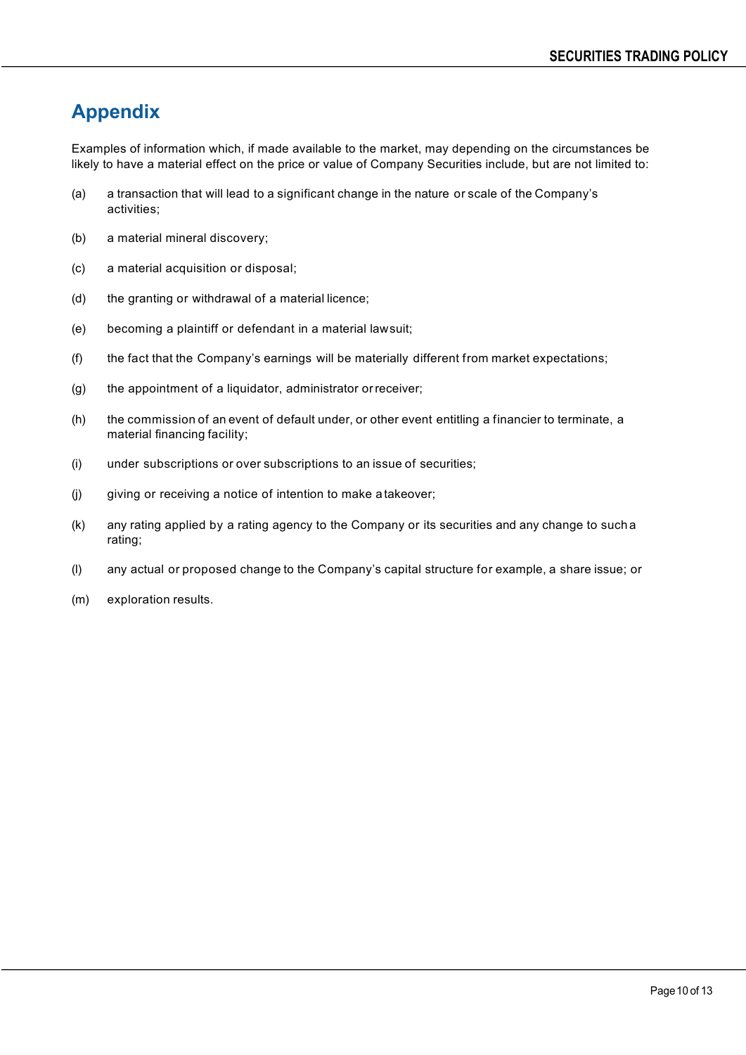# Appendix

Examples of information which, if made available to the market, may depending on the circumstances be likely to have a material effect on the price or value of Company Securities include, but are not limited to:

(a) a transaction that will lead to a significant change in the nature or scale of the Company's activities;

(b) a material mineral discovery;

(c) a material acquisition or disposal;

(d) the granting or withdrawal of a material licence;

(e) becoming a plaintiff or defendant in a material lawsuit;

(f) the fact that the Company's earnings will be materially different from market expectations;

(g) the appointment of a liquidator, administrator or receiver;

(h) the commission of an event of default under, or other event entitling a financier to terminate, a material financing facility;

(i) under subscriptions or over subscriptions to an issue of securities;

(j) giving or receiving a notice of intention to make a takeover;

(k) any rating applied by a rating agency to the Company or its securities and any change to such a rating;

(l) any actual or proposed change to the Company's capital structure for example, a share issue; or

(m) exploration results.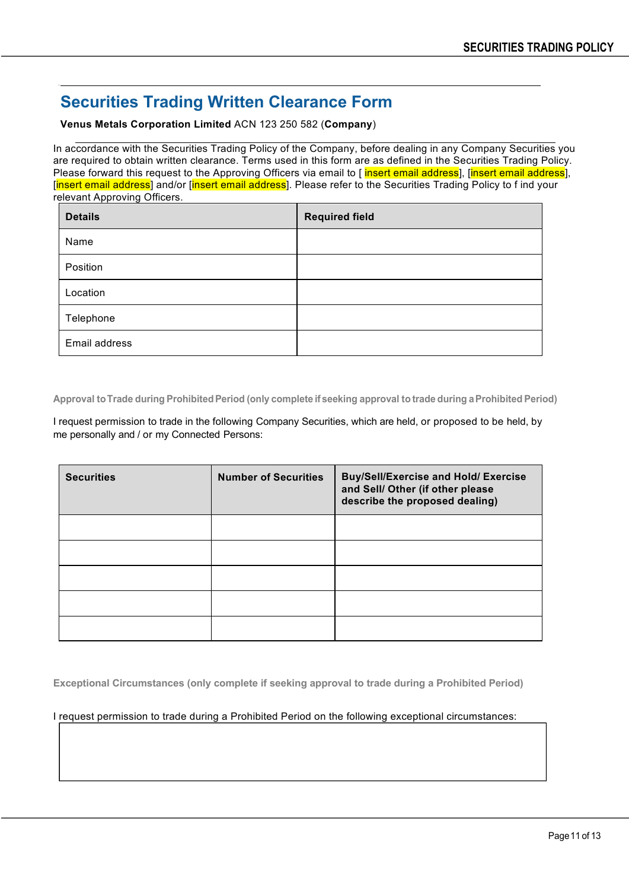# Securities Trading Written Clearance Form

**Venus Metals Corporation Limited** ACN 123 250 582 (**Company**)

In accordance with the Securities Trading Policy of the Company, before dealing in any Company Securities you are required to obtain written clearance. Terms used in this form are as defined in the Securities Trading Policy. Please forward this request to the Approving Officers via email to [ insert email address], [insert email address], [insert email address] and/or [insert email address]. Please refer to the Securities Trading Policy to f ind your relevant Approving Officers.

| Details | Required field |
|---|---|
| Name | |
| Position | |
| Location | |
| Telephone | |
| Email address | |

**Approval to Trade during Prohibited Period (only complete if seeking approval to trade during a Prohibited Period)**

I request permission to trade in the following Company Securities, which are held, or proposed to be held, by me personally and / or my Connected Persons:

| Securities | Number of Securities | Buy/Sell/Exercise and Hold/ Exercise and Sell/ Other (if other please describe the proposed dealing) |
|---|---|---|
| | | |
| | | |
| | | |
| | | |
| | | |

**Exceptional Circumstances (only complete if seeking approval to trade during a Prohibited Period)**

I request permission to trade during a Prohibited Period on the following exceptional circumstances:

| |
|---|
| |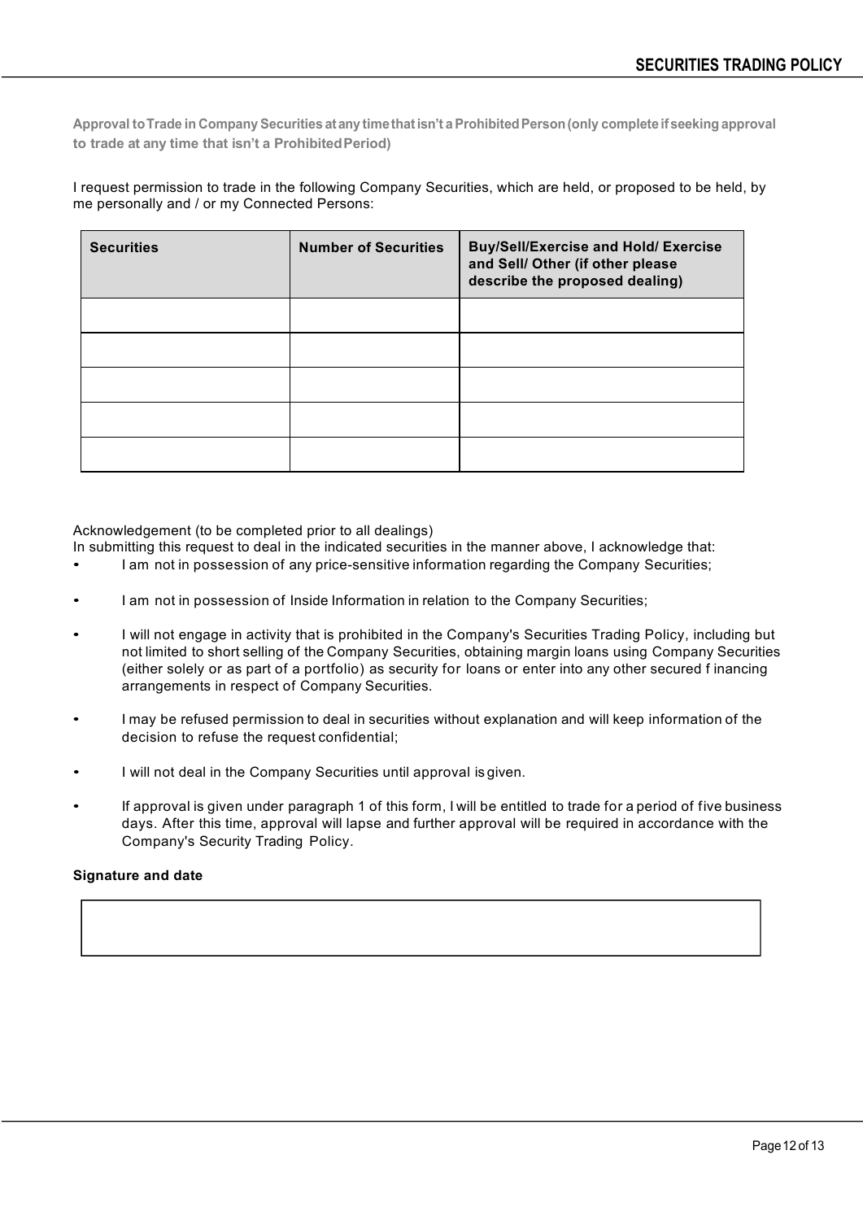**Approval to Trade in Company Securities at any time that isn't a Prohibited Person (only complete if seeking approval to trade at any time that isn't a Prohibited Period)**

I request permission to trade in the following Company Securities, which are held, or proposed to be held, by me personally and / or my Connected Persons:

| Securities | Number of Securities | Buy/Sell/Exercise and Hold/ Exercise and Sell/ Other (if other please describe the proposed dealing) |
|---|---|---|
| | | |
| | | |
| | | |
| | | |
| | | |

Acknowledgement (to be completed prior to all dealings)

In submitting this request to deal in the indicated securities in the manner above, I acknowledge that:

- I am not in possession of any price-sensitive information regarding the Company Securities;
- I am not in possession of Inside Information in relation to the Company Securities;
- I will not engage in activity that is prohibited in the Company's Securities Trading Policy, including but not limited to short selling of the Company Securities, obtaining margin loans using Company Securities (either solely or as part of a portfolio) as security for loans or enter into any other secured f inancing arrangements in respect of Company Securities.
- I may be refused permission to deal in securities without explanation and will keep information of the decision to refuse the request confidential;
- I will not deal in the Company Securities until approval is given.
- If approval is given under paragraph 1 of this form, I will be entitled to trade for a period of five business days. After this time, approval will lapse and further approval will be required in accordance with the Company's Security Trading Policy.

**Signature and date**

| |
|---|
| |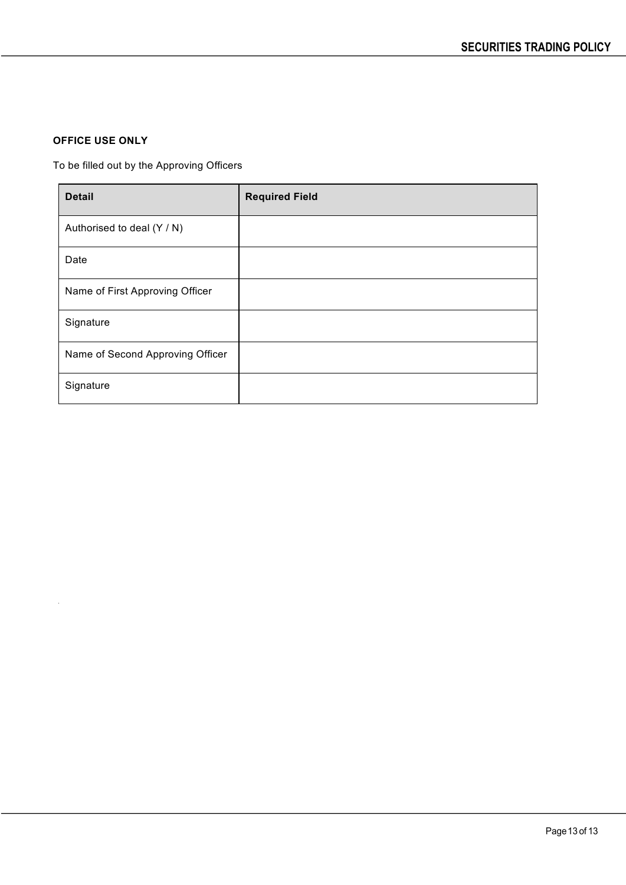**OFFICE USE ONLY**

To be filled out by the Approving Officers

| Detail | Required Field |
| --- | --- |
| Authorised to deal (Y / N) | |
| Date | |
| Name of First Approving Officer | |
| Signature | |
| Name of Second Approving Officer | |
| Signature | |